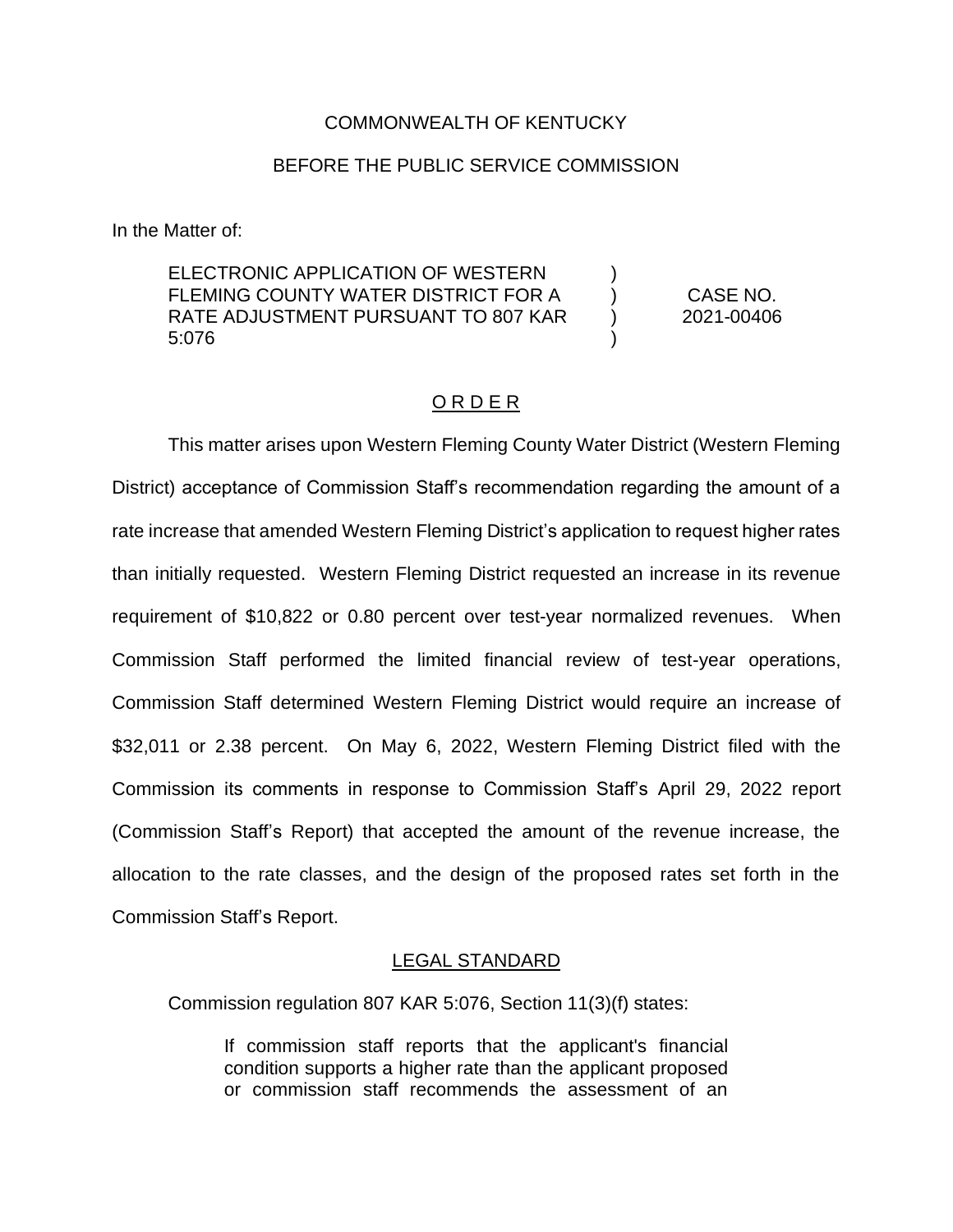COMMONWEALTH OF KENTUCKY

BEFORE THE PUBLIC SERVICE COMMISSION

In the Matter of:

| | | |
|---|---|---|
| ELECTRONIC APPLICATION OF WESTERN FLEMING COUNTY WATER DISTRICT FOR A RATE ADJUSTMENT PURSUANT TO 807 KAR 5:076 | ) ) ) ) | CASE NO. 2021-00406 |

## O R D E R

This matter arises upon Western Fleming County Water District (Western Fleming District) acceptance of Commission Staff's recommendation regarding the amount of a rate increase that amended Western Fleming District's application to request higher rates than initially requested. Western Fleming District requested an increase in its revenue requirement of $10,822 or 0.80 percent over test-year normalized revenues. When Commission Staff performed the limited financial review of test-year operations, Commission Staff determined Western Fleming District would require an increase of $32,011 or 2.38 percent. On May 6, 2022, Western Fleming District filed with the Commission its comments in response to Commission Staff's April 29, 2022 report (Commission Staff's Report) that accepted the amount of the revenue increase, the allocation to the rate classes, and the design of the proposed rates set forth in the Commission Staff's Report.

## LEGAL STANDARD

Commission regulation 807 KAR 5:076, Section 11(3)(f) states:

> If commission staff reports that the applicant's financial condition supports a higher rate than the applicant proposed or commission staff recommends the assessment of an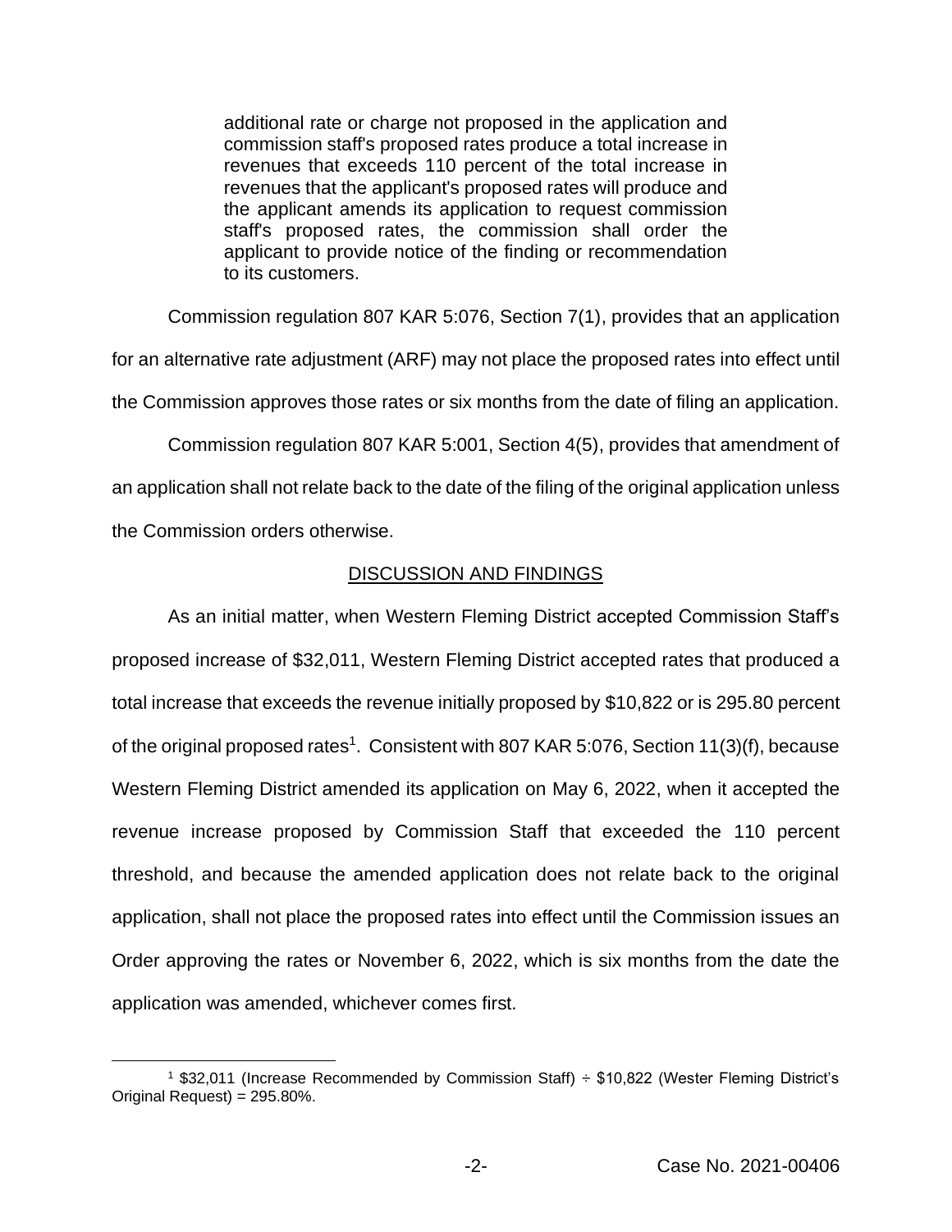> additional rate or charge not proposed in the application and commission staff's proposed rates produce a total increase in revenues that exceeds 110 percent of the total increase in revenues that the applicant's proposed rates will produce and the applicant amends its application to request commission staff's proposed rates, the commission shall order the applicant to provide notice of the finding or recommendation to its customers.

Commission regulation 807 KAR 5:076, Section 7(1), provides that an application for an alternative rate adjustment (ARF) may not place the proposed rates into effect until the Commission approves those rates or six months from the date of filing an application.

Commission regulation 807 KAR 5:001, Section 4(5), provides that amendment of an application shall not relate back to the date of the filing of the original application unless the Commission orders otherwise.

## DISCUSSION AND FINDINGS

As an initial matter, when Western Fleming District accepted Commission Staff's proposed increase of $32,011, Western Fleming District accepted rates that produced a total increase that exceeds the revenue initially proposed by $10,822 or is 295.80 percent of the original proposed rates[1]. Consistent with 807 KAR 5:076, Section 11(3)(f), because Western Fleming District amended its application on May 6, 2022, when it accepted the revenue increase proposed by Commission Staff that exceeded the 110 percent threshold, and because the amended application does not relate back to the original application, shall not place the proposed rates into effect until the Commission issues an Order approving the rates or November 6, 2022, which is six months from the date the application was amended, whichever comes first.

---

[1] $32,011 (Increase Recommended by Commission Staff) ÷ $10,822 (Wester Fleming District's Original Request) = 295.80%.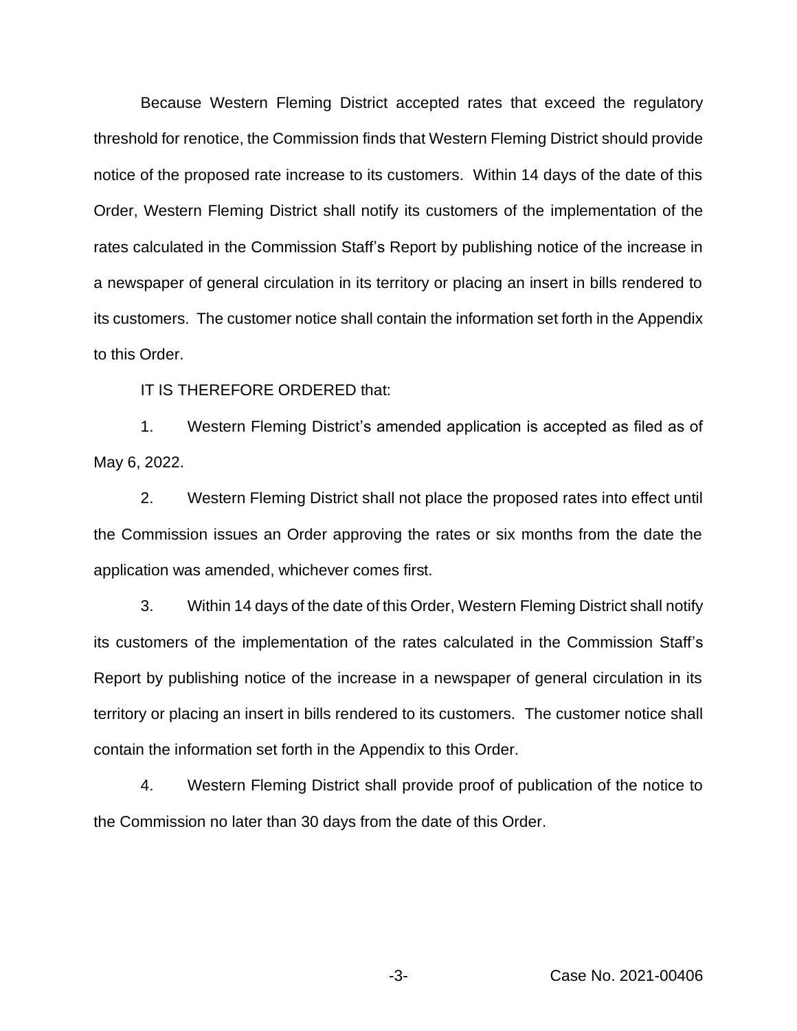Because Western Fleming District accepted rates that exceed the regulatory threshold for renotice, the Commission finds that Western Fleming District should provide notice of the proposed rate increase to its customers. Within 14 days of the date of this Order, Western Fleming District shall notify its customers of the implementation of the rates calculated in the Commission Staff's Report by publishing notice of the increase in a newspaper of general circulation in its territory or placing an insert in bills rendered to its customers. The customer notice shall contain the information set forth in the Appendix to this Order.

IT IS THEREFORE ORDERED that:

1. Western Fleming District's amended application is accepted as filed as of May 6, 2022.

2. Western Fleming District shall not place the proposed rates into effect until the Commission issues an Order approving the rates or six months from the date the application was amended, whichever comes first.

3. Within 14 days of the date of this Order, Western Fleming District shall notify its customers of the implementation of the rates calculated in the Commission Staff's Report by publishing notice of the increase in a newspaper of general circulation in its territory or placing an insert in bills rendered to its customers. The customer notice shall contain the information set forth in the Appendix to this Order.

4. Western Fleming District shall provide proof of publication of the notice to the Commission no later than 30 days from the date of this Order.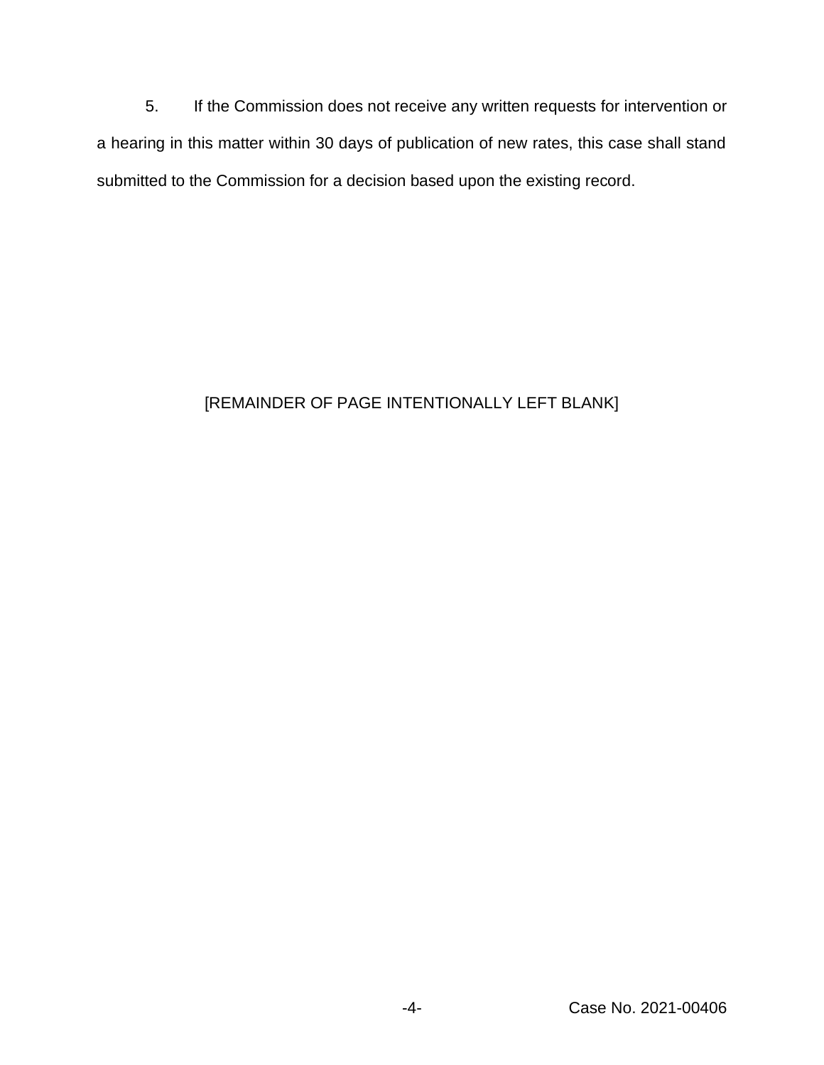5. If the Commission does not receive any written requests for intervention or a hearing in this matter within 30 days of publication of new rates, this case shall stand submitted to the Commission for a decision based upon the existing record.

[REMAINDER OF PAGE INTENTIONALLY LEFT BLANK]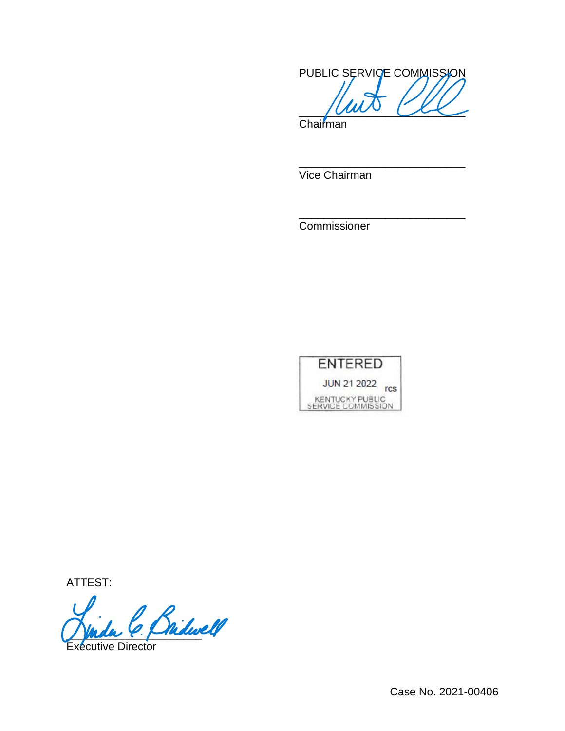PUBLIC SERVICE COMMISSION

\_\_\_\_\_\_\_\_\_\_\_\_\_\_\_\_\_\_\_\_\_\_\_\_\_\_\_\_

Chairman

\_\_\_\_\_\_\_\_\_\_\_\_\_\_\_\_\_\_\_\_\_\_\_\_\_\_\_\_

Vice Chairman

\_\_\_\_\_\_\_\_\_\_\_\_\_\_\_\_\_\_\_\_\_\_\_\_\_\_\_\_

Commissioner

ENTERED

JUN 21 2022 rcs

KENTUCKY PUBLIC SERVICE COMMISSION

ATTEST:

\_\_\_\_\_\_\_\_\_\_\_\_\_\_\_\_\_\_\_\_\_\_\_\_

Executive Director

Case No. 2021-00406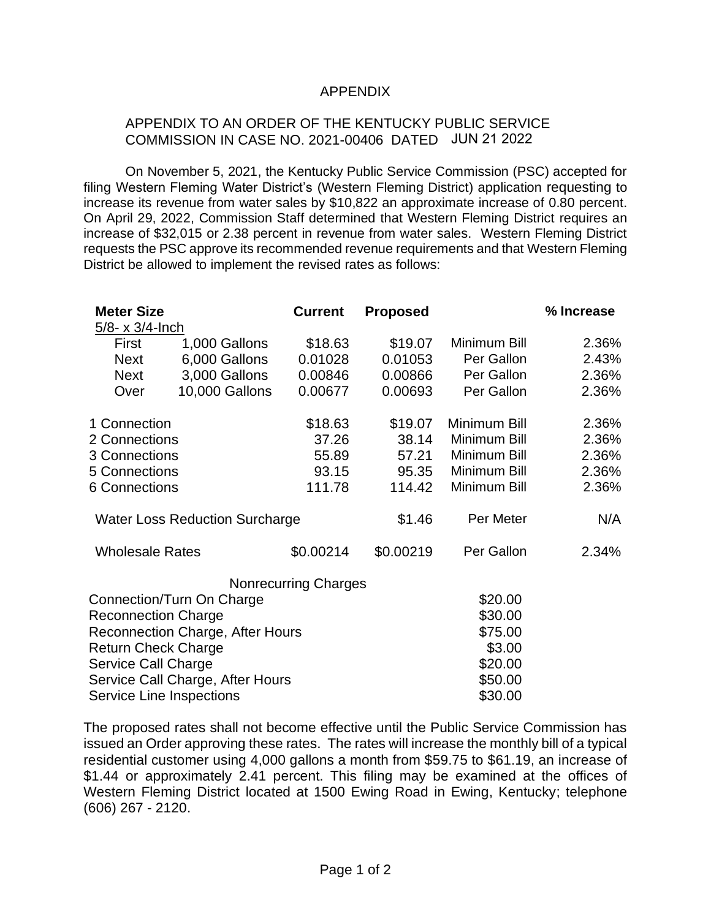# APPENDIX

## APPENDIX TO AN ORDER OF THE KENTUCKY PUBLIC SERVICE COMMISSION IN CASE NO. 2021-00406 DATED JUN 21 2022

On November 5, 2021, the Kentucky Public Service Commission (PSC) accepted for filing Western Fleming Water District's (Western Fleming District) application requesting to increase its revenue from water sales by $10,822 an approximate increase of 0.80 percent. On April 29, 2022, Commission Staff determined that Western Fleming District requires an increase of $32,015 or 2.38 percent in revenue from water sales. Western Fleming District requests the PSC approve its recommended revenue requirements and that Western Fleming District be allowed to implement the revised rates as follows:

| **Meter Size** | | **Current** | **Proposed** | | **% Increase** |
|---|---|---|---|---|---|
| 5/8- x 3/4-Inch | | | | | |
| First | 1,000 Gallons | $18.63 | $19.07 | Minimum Bill | 2.36% |
| Next | 6,000 Gallons | 0.01028 | 0.01053 | Per Gallon | 2.43% |
| Next | 3,000 Gallons | 0.00846 | 0.00866 | Per Gallon | 2.36% |
| Over | 10,000 Gallons | 0.00677 | 0.00693 | Per Gallon | 2.36% |
| 1 Connection | | $18.63 | $19.07 | Minimum Bill | 2.36% |
| 2 Connections | | 37.26 | 38.14 | Minimum Bill | 2.36% |
| 3 Connections | | 55.89 | 57.21 | Minimum Bill | 2.36% |
| 5 Connections | | 93.15 | 95.35 | Minimum Bill | 2.36% |
| 6 Connections | | 111.78 | 114.42 | Minimum Bill | 2.36% |
| Water Loss Reduction Surcharge | | | $1.46 | Per Meter | N/A |
| Wholesale Rates | | $0.00214 | $0.00219 | Per Gallon | 2.34% |

| Nonrecurring Charges | |
|---|---|
| Connection/Turn On Charge | $20.00 |
| Reconnection Charge | $30.00 |
| Reconnection Charge, After Hours | $75.00 |
| Return Check Charge | $3.00 |
| Service Call Charge | $20.00 |
| Service Call Charge, After Hours | $50.00 |
| Service Line Inspections | $30.00 |

The proposed rates shall not become effective until the Public Service Commission has issued an Order approving these rates. The rates will increase the monthly bill of a typical residential customer using 4,000 gallons a month from $59.75 to $61.19, an increase of $1.44 or approximately 2.41 percent. This filing may be examined at the offices of Western Fleming District located at 1500 Ewing Road in Ewing, Kentucky; telephone (606) 267 - 2120.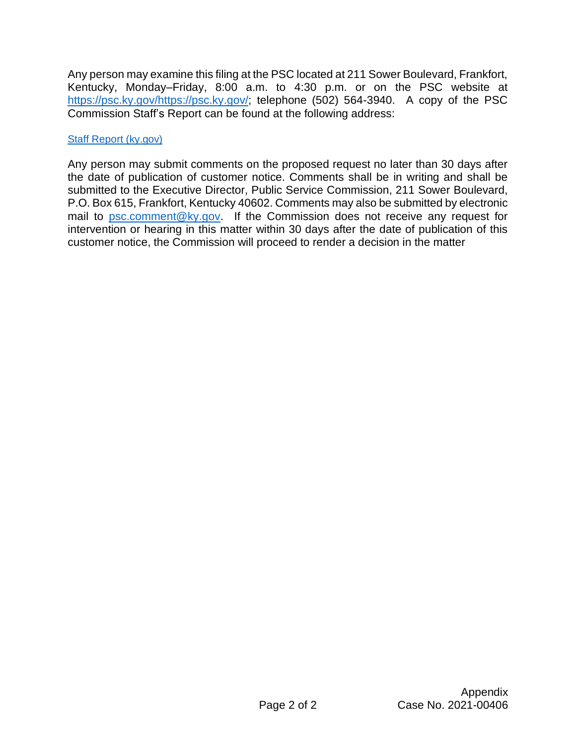Any person may examine this filing at the PSC located at 211 Sower Boulevard, Frankfort, Kentucky, Monday–Friday, 8:00 a.m. to 4:30 p.m. or on the PSC website at https://psc.ky.gov/https://psc.ky.gov/; telephone (502) 564-3940. A copy of the PSC Commission Staff's Report can be found at the following address:

Staff Report (ky.gov)

Any person may submit comments on the proposed request no later than 30 days after the date of publication of customer notice. Comments shall be in writing and shall be submitted to the Executive Director, Public Service Commission, 211 Sower Boulevard, P.O. Box 615, Frankfort, Kentucky 40602. Comments may also be submitted by electronic mail to psc.comment@ky.gov. If the Commission does not receive any request for intervention or hearing in this matter within 30 days after the date of publication of this customer notice, the Commission will proceed to render a decision in the matter

Appendix
Case No. 2021-00406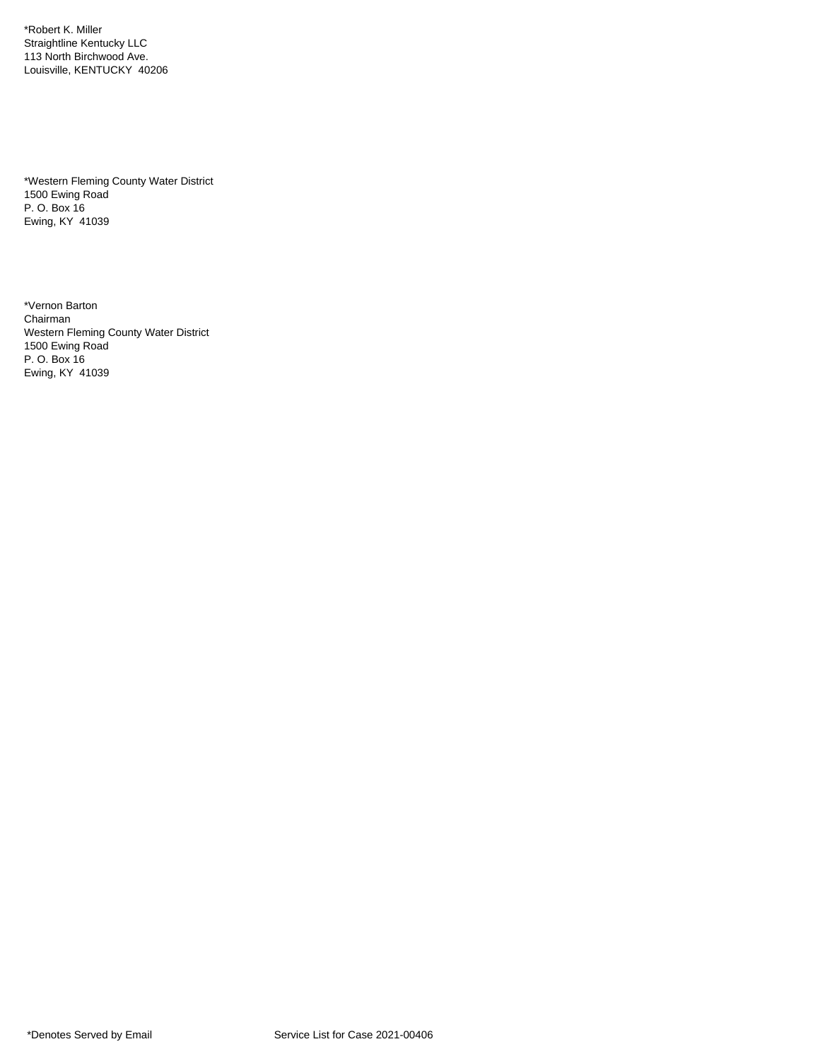*Robert K. Miller
Straightline Kentucky LLC
113 North Birchwood Ave.
Louisville, KENTUCKY 40206

*Western Fleming County Water District
1500 Ewing Road
P. O. Box 16
Ewing, KY 41039

*Vernon Barton
Chairman
Western Fleming County Water District
1500 Ewing Road
P. O. Box 16
Ewing, KY 41039

*Denotes Served by Email

Service List for Case 2021-00406